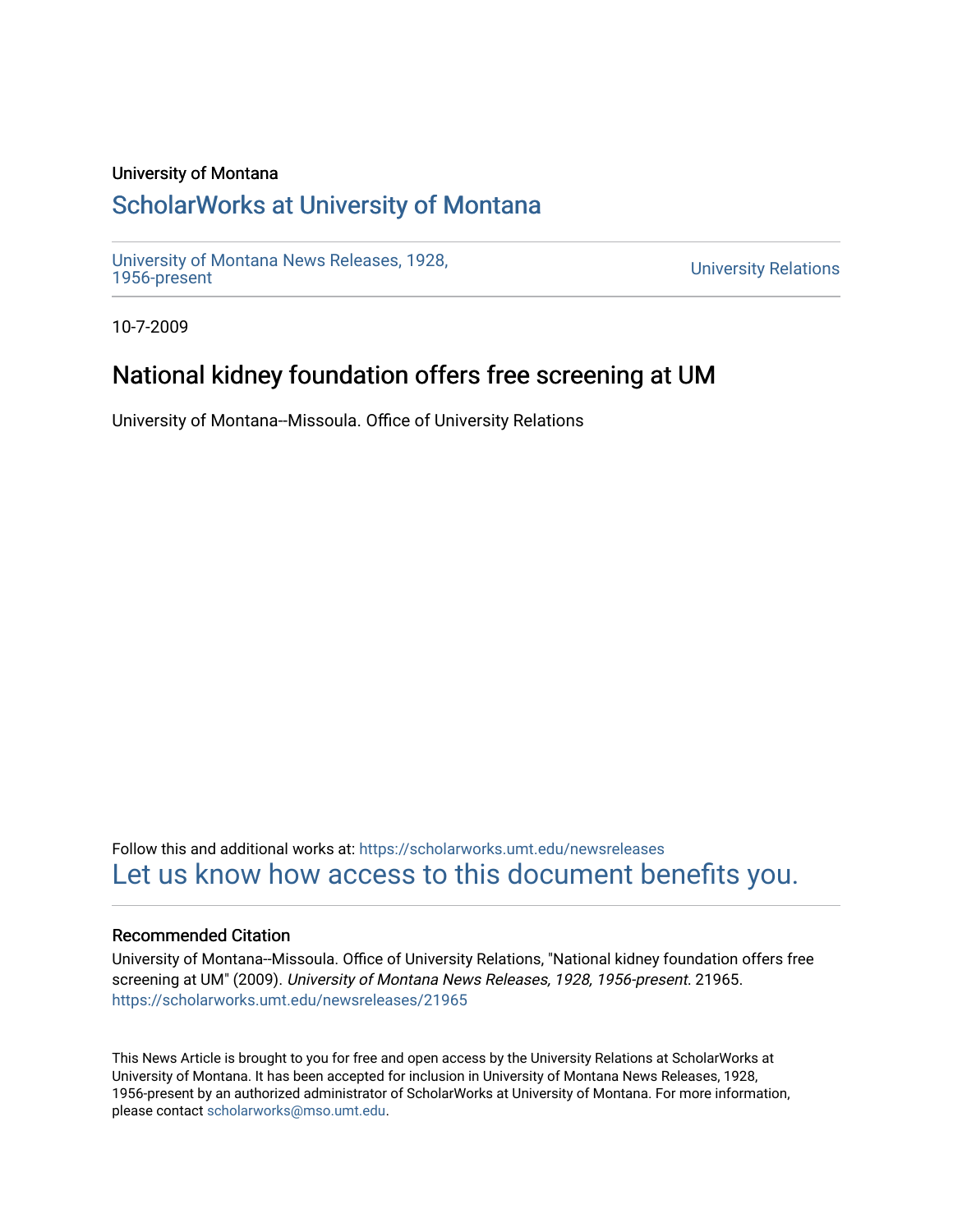University of Montana

## ScholarWorks at University of Montana

University of Montana News Releases, 1928, 1956-present

University Relations

10-7-2009

# National kidney foundation offers free screening at UM

University of Montana--Missoula. Office of University Relations

Follow this and additional works at: https://scholarworks.umt.edu/newsreleases

Let us know how access to this document benefits you.

### Recommended Citation

University of Montana--Missoula. Office of University Relations, "National kidney foundation offers free screening at UM" (2009). *University of Montana News Releases, 1928, 1956-present*. 21965.
https://scholarworks.umt.edu/newsreleases/21965

This News Article is brought to you for free and open access by the University Relations at ScholarWorks at University of Montana. It has been accepted for inclusion in University of Montana News Releases, 1928, 1956-present by an authorized administrator of ScholarWorks at University of Montana. For more information, please contact scholarworks@mso.umt.edu.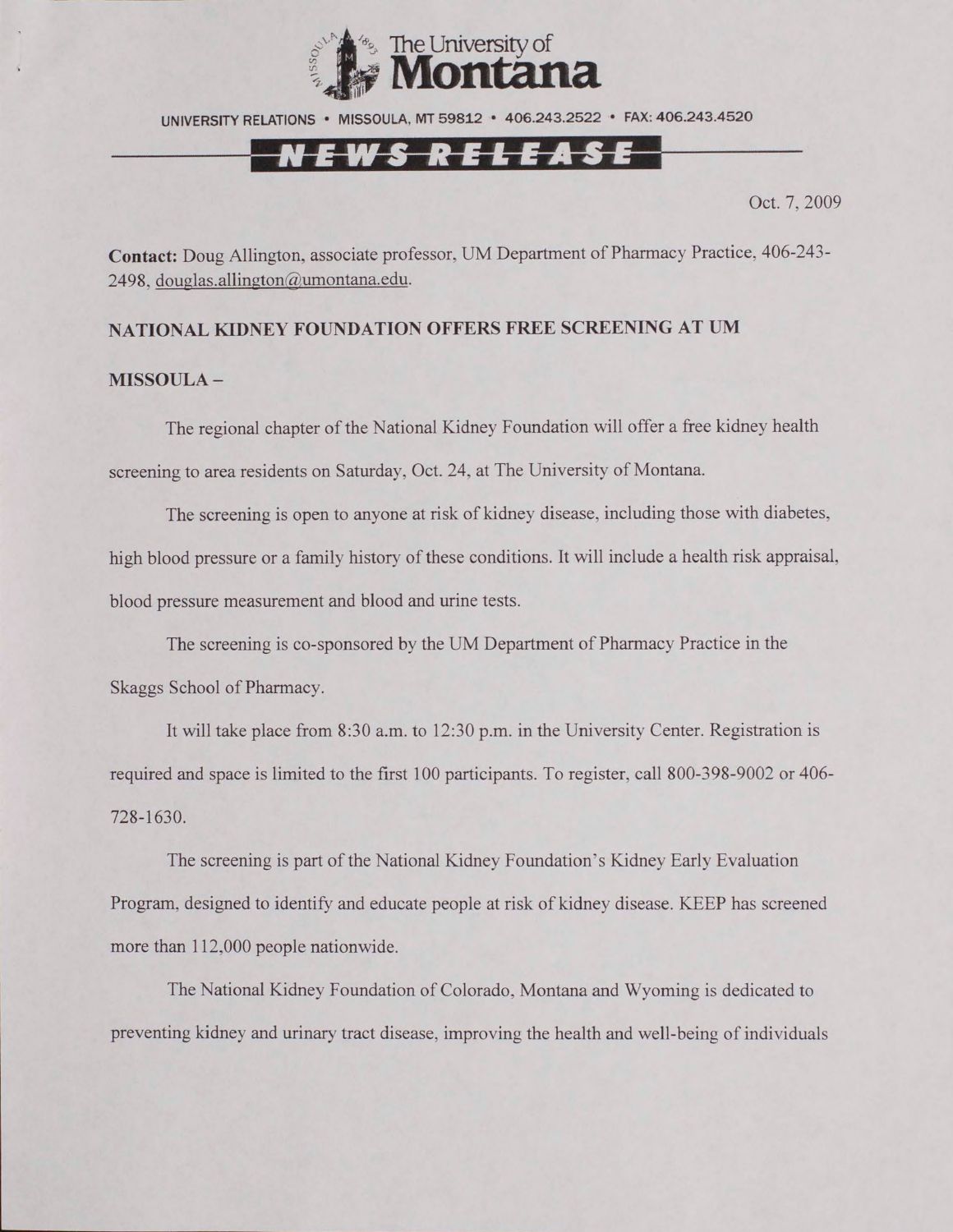The University of Montana

UNIVERSITY RELATIONS • MISSOULA, MT 59812 • 406.243.2522 • FAX: 406.243.4520

**NEWS RELEASE**

Oct. 7, 2009

**Contact:** Doug Allington, associate professor, UM Department of Pharmacy Practice, 406-243-2498, douglas.allington@umontana.edu.

## NATIONAL KIDNEY FOUNDATION OFFERS FREE SCREENING AT UM

**MISSOULA –**

The regional chapter of the National Kidney Foundation will offer a free kidney health screening to area residents on Saturday, Oct. 24, at The University of Montana.

The screening is open to anyone at risk of kidney disease, including those with diabetes, high blood pressure or a family history of these conditions. It will include a health risk appraisal, blood pressure measurement and blood and urine tests.

The screening is co-sponsored by the UM Department of Pharmacy Practice in the Skaggs School of Pharmacy.

It will take place from 8:30 a.m. to 12:30 p.m. in the University Center. Registration is required and space is limited to the first 100 participants. To register, call 800-398-9002 or 406-728-1630.

The screening is part of the National Kidney Foundation's Kidney Early Evaluation Program, designed to identify and educate people at risk of kidney disease. KEEP has screened more than 112,000 people nationwide.

The National Kidney Foundation of Colorado, Montana and Wyoming is dedicated to preventing kidney and urinary tract disease, improving the health and well-being of individuals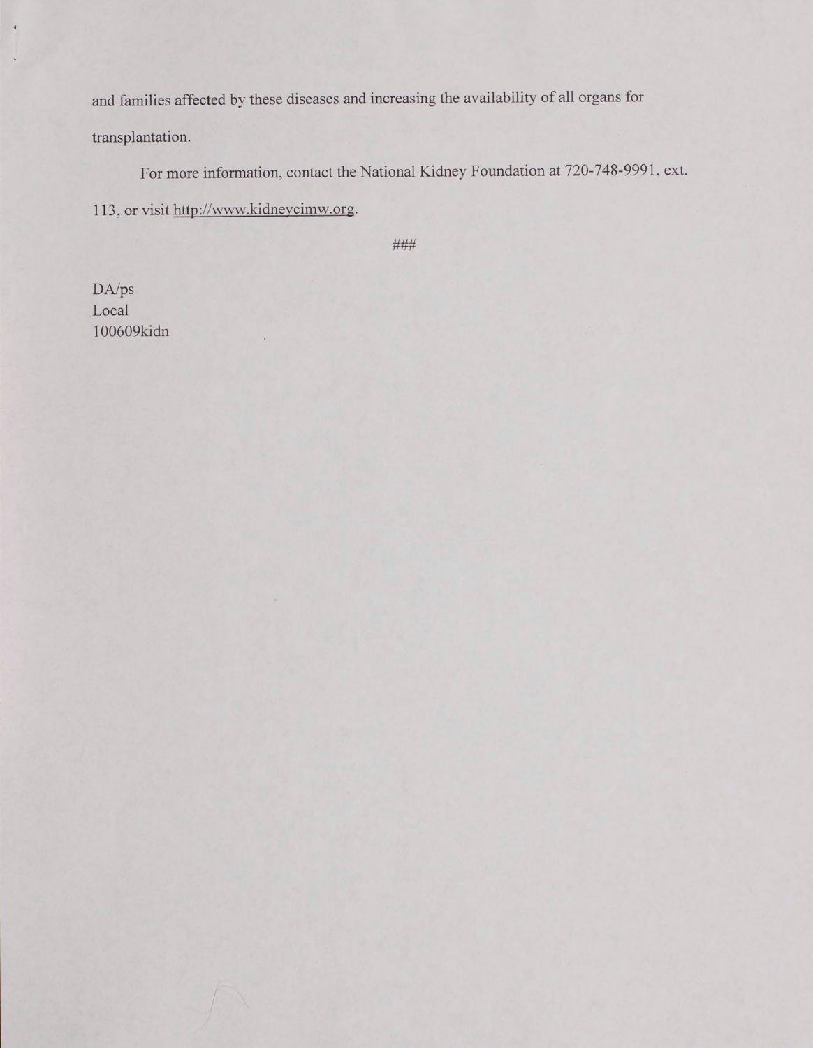and families affected by these diseases and increasing the availability of all organs for transplantation.

For more information, contact the National Kidney Foundation at 720-748-9991, ext. 113, or visit http://www.kidneycimw.org.

###

DA/ps
Local
100609kidn